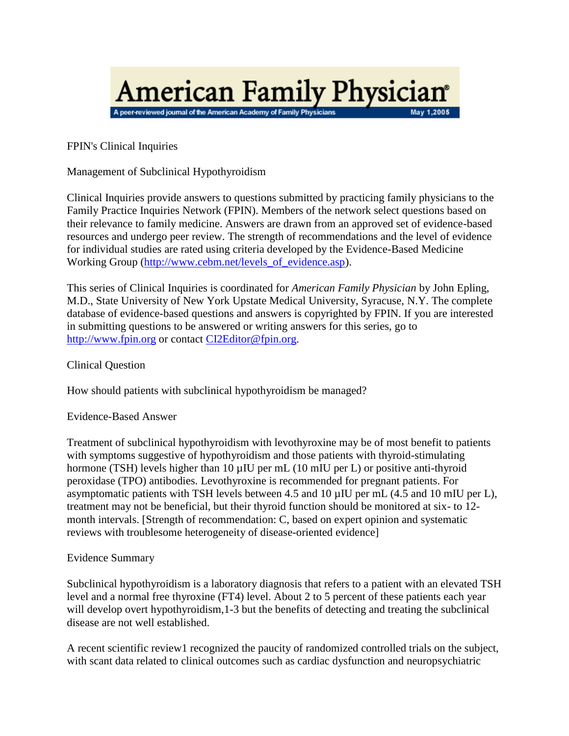# American Family Physician

A peer-reviewed journal of the American Academy of Family Physicians — May 1, 2005

FPIN's Clinical Inquiries

## Management of Subclinical Hypothyroidism

Clinical Inquiries provide answers to questions submitted by practicing family physicians to the Family Practice Inquiries Network (FPIN). Members of the network select questions based on their relevance to family medicine. Answers are drawn from an approved set of evidence-based resources and undergo peer review. The strength of recommendations and the level of evidence for individual studies are rated using criteria developed by the Evidence-Based Medicine Working Group (http://www.cebm.net/levels_of_evidence.asp).

This series of Clinical Inquiries is coordinated for *American Family Physician* by John Epling, M.D., State University of New York Upstate Medical University, Syracuse, N.Y. The complete database of evidence-based questions and answers is copyrighted by FPIN. If you are interested in submitting questions to be answered or writing answers for this series, go to http://www.fpin.org or contact CI2Editor@fpin.org.

### Clinical Question

How should patients with subclinical hypothyroidism be managed?

### Evidence-Based Answer

Treatment of subclinical hypothyroidism with levothyroxine may be of most benefit to patients with symptoms suggestive of hypothyroidism and those patients with thyroid-stimulating hormone (TSH) levels higher than 10 µIU per mL (10 mIU per L) or positive anti-thyroid peroxidase (TPO) antibodies. Levothyroxine is recommended for pregnant patients. For asymptomatic patients with TSH levels between 4.5 and 10 µIU per mL (4.5 and 10 mIU per L), treatment may not be beneficial, but their thyroid function should be monitored at six- to 12-month intervals. [Strength of recommendation: C, based on expert opinion and systematic reviews with troublesome heterogeneity of disease-oriented evidence]

### Evidence Summary

Subclinical hypothyroidism is a laboratory diagnosis that refers to a patient with an elevated TSH level and a normal free thyroxine (FT4) level. About 2 to 5 percent of these patients each year will develop overt hypothyroidism,[1-3] but the benefits of detecting and treating the subclinical disease are not well established.

A recent scientific review[1] recognized the paucity of randomized controlled trials on the subject, with scant data related to clinical outcomes such as cardiac dysfunction and neuropsychiatric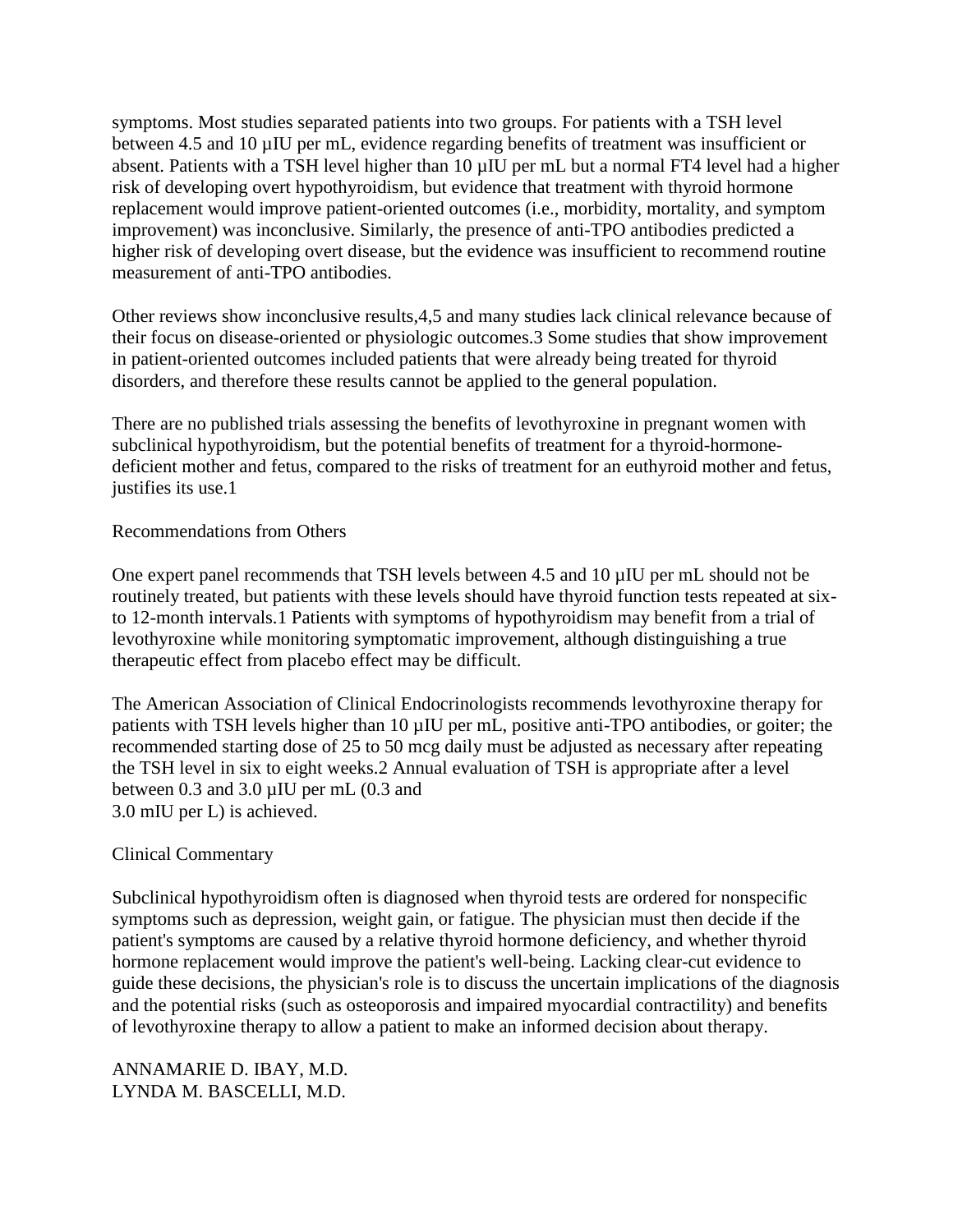symptoms. Most studies separated patients into two groups. For patients with a TSH level between 4.5 and 10 µIU per mL, evidence regarding benefits of treatment was insufficient or absent. Patients with a TSH level higher than 10 µIU per mL but a normal FT4 level had a higher risk of developing overt hypothyroidism, but evidence that treatment with thyroid hormone replacement would improve patient-oriented outcomes (i.e., morbidity, mortality, and symptom improvement) was inconclusive. Similarly, the presence of anti-TPO antibodies predicted a higher risk of developing overt disease, but the evidence was insufficient to recommend routine measurement of anti-TPO antibodies.

Other reviews show inconclusive results,[4,5] and many studies lack clinical relevance because of their focus on disease-oriented or physiologic outcomes.[3] Some studies that show improvement in patient-oriented outcomes included patients that were already being treated for thyroid disorders, and therefore these results cannot be applied to the general population.

There are no published trials assessing the benefits of levothyroxine in pregnant women with subclinical hypothyroidism, but the potential benefits of treatment for a thyroid-hormone-deficient mother and fetus, compared to the risks of treatment for an euthyroid mother and fetus, justifies its use.[1]

## Recommendations from Others

One expert panel recommends that TSH levels between 4.5 and 10 µIU per mL should not be routinely treated, but patients with these levels should have thyroid function tests repeated at six- to 12-month intervals.[1] Patients with symptoms of hypothyroidism may benefit from a trial of levothyroxine while monitoring symptomatic improvement, although distinguishing a true therapeutic effect from placebo effect may be difficult.

The American Association of Clinical Endocrinologists recommends levothyroxine therapy for patients with TSH levels higher than 10 µIU per mL, positive anti-TPO antibodies, or goiter; the recommended starting dose of 25 to 50 mcg daily must be adjusted as necessary after repeating the TSH level in six to eight weeks.[2] Annual evaluation of TSH is appropriate after a level between 0.3 and 3.0 µIU per mL (0.3 and 3.0 mIU per L) is achieved.

## Clinical Commentary

Subclinical hypothyroidism often is diagnosed when thyroid tests are ordered for nonspecific symptoms such as depression, weight gain, or fatigue. The physician must then decide if the patient's symptoms are caused by a relative thyroid hormone deficiency, and whether thyroid hormone replacement would improve the patient's well-being. Lacking clear-cut evidence to guide these decisions, the physician's role is to discuss the uncertain implications of the diagnosis and the potential risks (such as osteoporosis and impaired myocardial contractility) and benefits of levothyroxine therapy to allow a patient to make an informed decision about therapy.

ANNAMARIE D. IBAY, M.D.
LYNDA M. BASCELLI, M.D.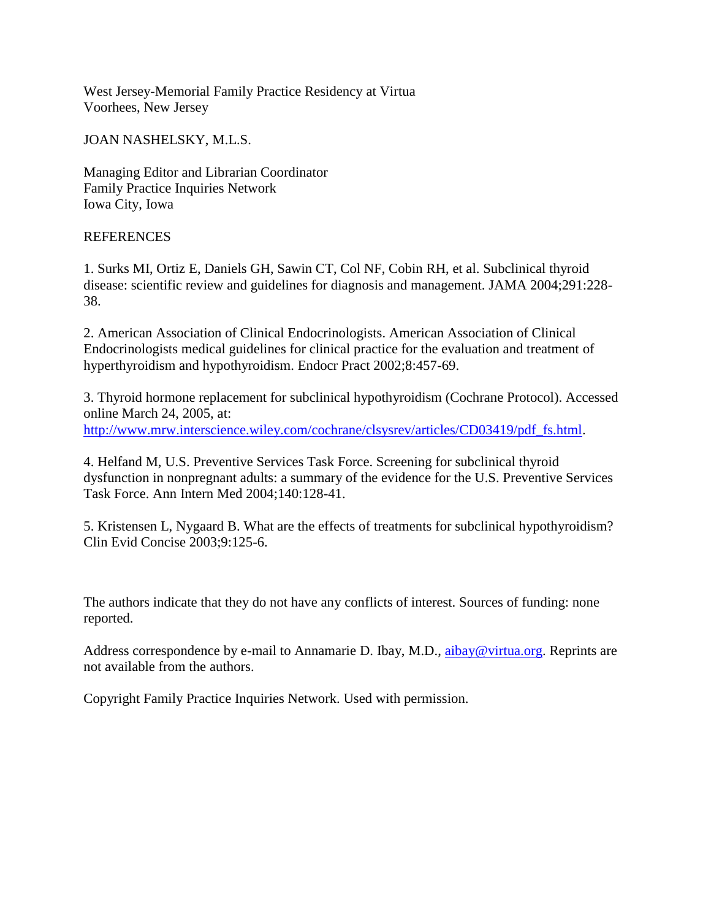West Jersey-Memorial Family Practice Residency at Virtua
Voorhees, New Jersey

JOAN NASHELSKY, M.L.S.

Managing Editor and Librarian Coordinator
Family Practice Inquiries Network
Iowa City, Iowa

REFERENCES

1. Surks MI, Ortiz E, Daniels GH, Sawin CT, Col NF, Cobin RH, et al. Subclinical thyroid disease: scientific review and guidelines for diagnosis and management. JAMA 2004;291:228-38.

2. American Association of Clinical Endocrinologists. American Association of Clinical Endocrinologists medical guidelines for clinical practice for the evaluation and treatment of hyperthyroidism and hypothyroidism. Endocr Pract 2002;8:457-69.

3. Thyroid hormone replacement for subclinical hypothyroidism (Cochrane Protocol). Accessed online March 24, 2005, at: http://www.mrw.interscience.wiley.com/cochrane/clsysrev/articles/CD03419/pdf_fs.html.

4. Helfand M, U.S. Preventive Services Task Force. Screening for subclinical thyroid dysfunction in nonpregnant adults: a summary of the evidence for the U.S. Preventive Services Task Force. Ann Intern Med 2004;140:128-41.

5. Kristensen L, Nygaard B. What are the effects of treatments for subclinical hypothyroidism? Clin Evid Concise 2003;9:125-6.

The authors indicate that they do not have any conflicts of interest. Sources of funding: none reported.

Address correspondence by e-mail to Annamarie D. Ibay, M.D., aibay@virtua.org. Reprints are not available from the authors.

Copyright Family Practice Inquiries Network. Used with permission.